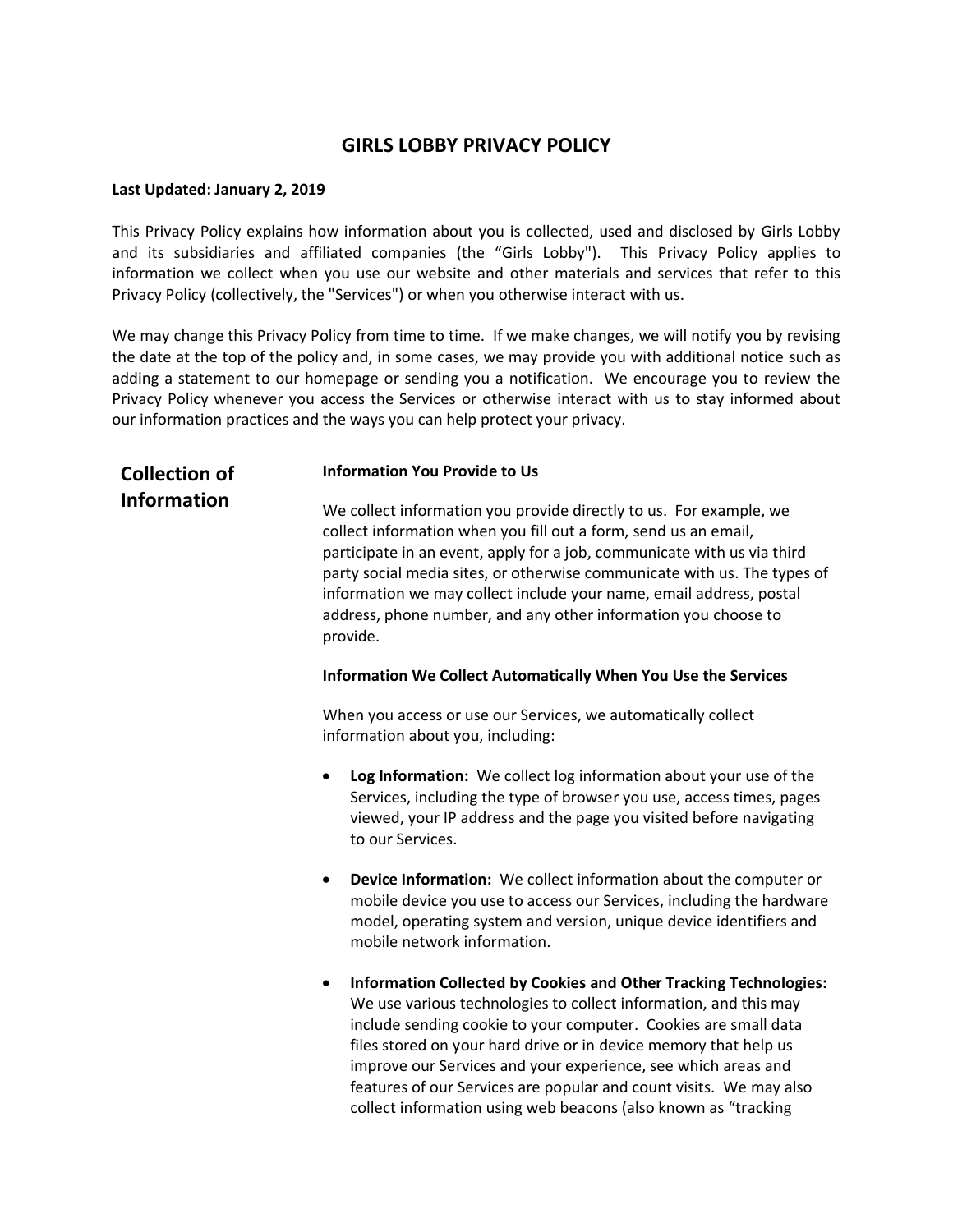# GIRLS LOBBY PRIVACY POLICY

**Last Updated: January 2, 2019**

This Privacy Policy explains how information about you is collected, used and disclosed by Girls Lobby and its subsidiaries and affiliated companies (the "Girls Lobby"). This Privacy Policy applies to information we collect when you use our website and other materials and services that refer to this Privacy Policy (collectively, the "Services") or when you otherwise interact with us.

We may change this Privacy Policy from time to time. If we make changes, we will notify you by revising the date at the top of the policy and, in some cases, we may provide you with additional notice such as adding a statement to our homepage or sending you a notification. We encourage you to review the Privacy Policy whenever you access the Services or otherwise interact with us to stay informed about our information practices and the ways you can help protect your privacy.

## Collection of Information

**Information You Provide to Us**

We collect information you provide directly to us. For example, we collect information when you fill out a form, send us an email, participate in an event, apply for a job, communicate with us via third party social media sites, or otherwise communicate with us. The types of information we may collect include your name, email address, postal address, phone number, and any other information you choose to provide.

**Information We Collect Automatically When You Use the Services**

When you access or use our Services, we automatically collect information about you, including:

- **Log Information:** We collect log information about your use of the Services, including the type of browser you use, access times, pages viewed, your IP address and the page you visited before navigating to our Services.
- **Device Information:** We collect information about the computer or mobile device you use to access our Services, including the hardware model, operating system and version, unique device identifiers and mobile network information.
- **Information Collected by Cookies and Other Tracking Technologies:** We use various technologies to collect information, and this may include sending cookie to your computer. Cookies are small data files stored on your hard drive or in device memory that help us improve our Services and your experience, see which areas and features of our Services are popular and count visits. We may also collect information using web beacons (also known as "tracking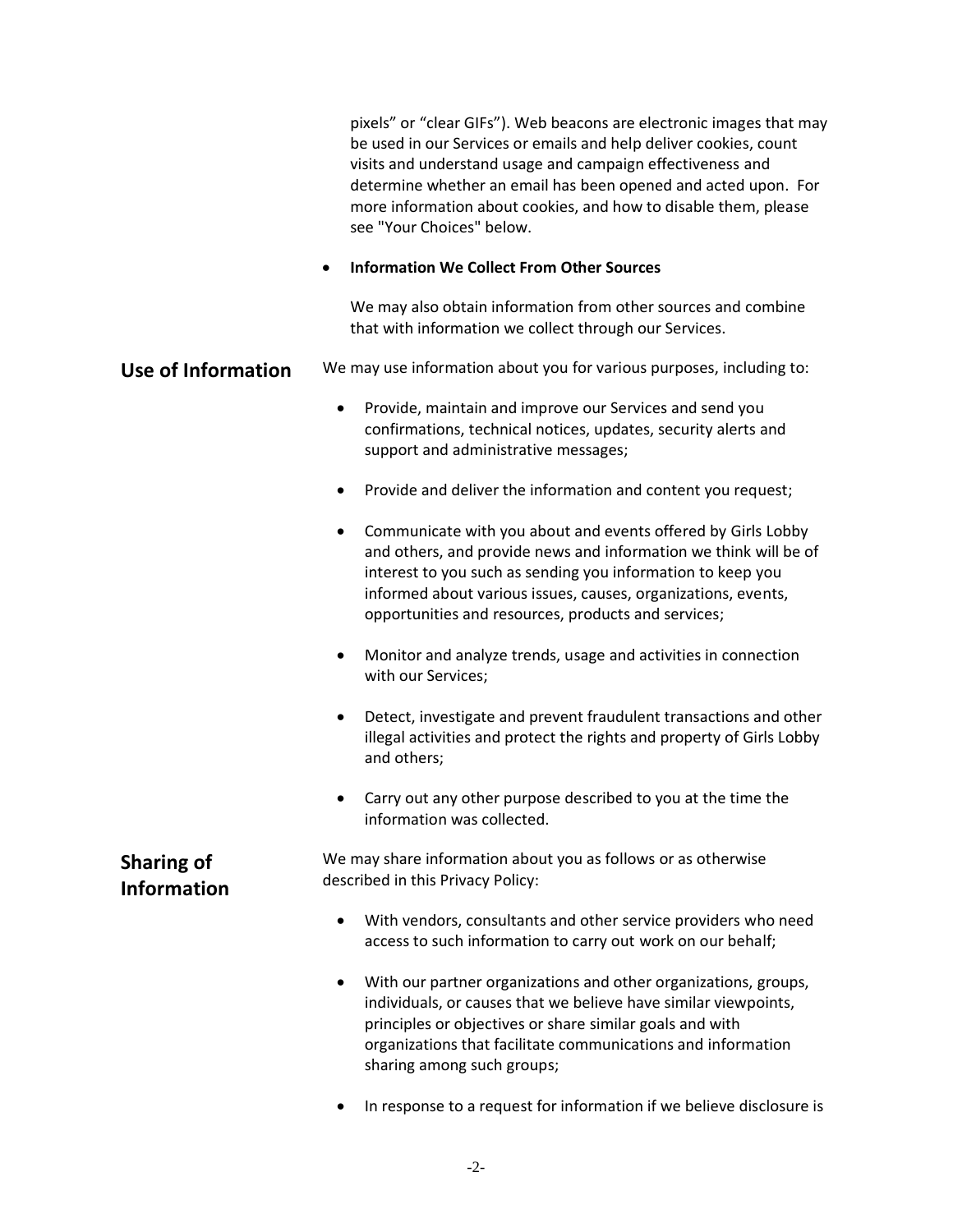pixels" or "clear GIFs"). Web beacons are electronic images that may be used in our Services or emails and help deliver cookies, count visits and understand usage and campaign effectiveness and determine whether an email has been opened and acted upon. For more information about cookies, and how to disable them, please see "Your Choices" below.

- **Information We Collect From Other Sources**

  We may also obtain information from other sources and combine that with information we collect through our Services.

## Use of Information

We may use information about you for various purposes, including to:

- Provide, maintain and improve our Services and send you confirmations, technical notices, updates, security alerts and support and administrative messages;
- Provide and deliver the information and content you request;
- Communicate with you about and events offered by Girls Lobby and others, and provide news and information we think will be of interest to you such as sending you information to keep you informed about various issues, causes, organizations, events, opportunities and resources, products and services;
- Monitor and analyze trends, usage and activities in connection with our Services;
- Detect, investigate and prevent fraudulent transactions and other illegal activities and protect the rights and property of Girls Lobby and others;
- Carry out any other purpose described to you at the time the information was collected.

## Sharing of Information

We may share information about you as follows or as otherwise described in this Privacy Policy:

- With vendors, consultants and other service providers who need access to such information to carry out work on our behalf;
- With our partner organizations and other organizations, groups, individuals, or causes that we believe have similar viewpoints, principles or objectives or share similar goals and with organizations that facilitate communications and information sharing among such groups;
- In response to a request for information if we believe disclosure is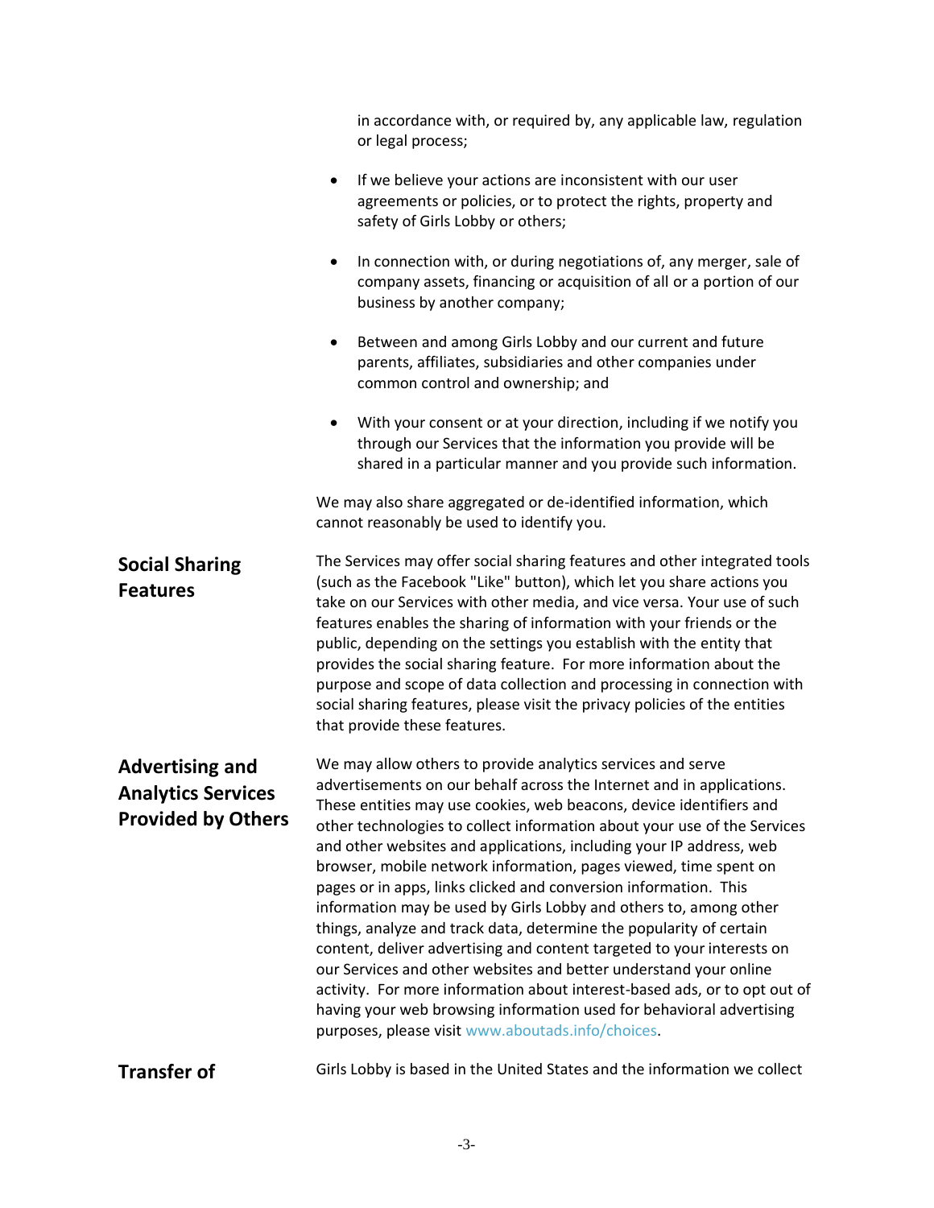in accordance with, or required by, any applicable law, regulation or legal process;

- If we believe your actions are inconsistent with our user agreements or policies, or to protect the rights, property and safety of Girls Lobby or others;
- In connection with, or during negotiations of, any merger, sale of company assets, financing or acquisition of all or a portion of our business by another company;
- Between and among Girls Lobby and our current and future parents, affiliates, subsidiaries and other companies under common control and ownership; and
- With your consent or at your direction, including if we notify you through our Services that the information you provide will be shared in a particular manner and you provide such information.

We may also share aggregated or de-identified information, which cannot reasonably be used to identify you.

## Social Sharing Features

The Services may offer social sharing features and other integrated tools (such as the Facebook "Like" button), which let you share actions you take on our Services with other media, and vice versa. Your use of such features enables the sharing of information with your friends or the public, depending on the settings you establish with the entity that provides the social sharing feature. For more information about the purpose and scope of data collection and processing in connection with social sharing features, please visit the privacy policies of the entities that provide these features.

## Advertising and Analytics Services Provided by Others

We may allow others to provide analytics services and serve advertisements on our behalf across the Internet and in applications. These entities may use cookies, web beacons, device identifiers and other technologies to collect information about your use of the Services and other websites and applications, including your IP address, web browser, mobile network information, pages viewed, time spent on pages or in apps, links clicked and conversion information. This information may be used by Girls Lobby and others to, among other things, analyze and track data, determine the popularity of certain content, deliver advertising and content targeted to your interests on our Services and other websites and better understand your online activity. For more information about interest-based ads, or to opt out of having your web browsing information used for behavioral advertising purposes, please visit www.aboutads.info/choices.

## Transfer of

Girls Lobby is based in the United States and the information we collect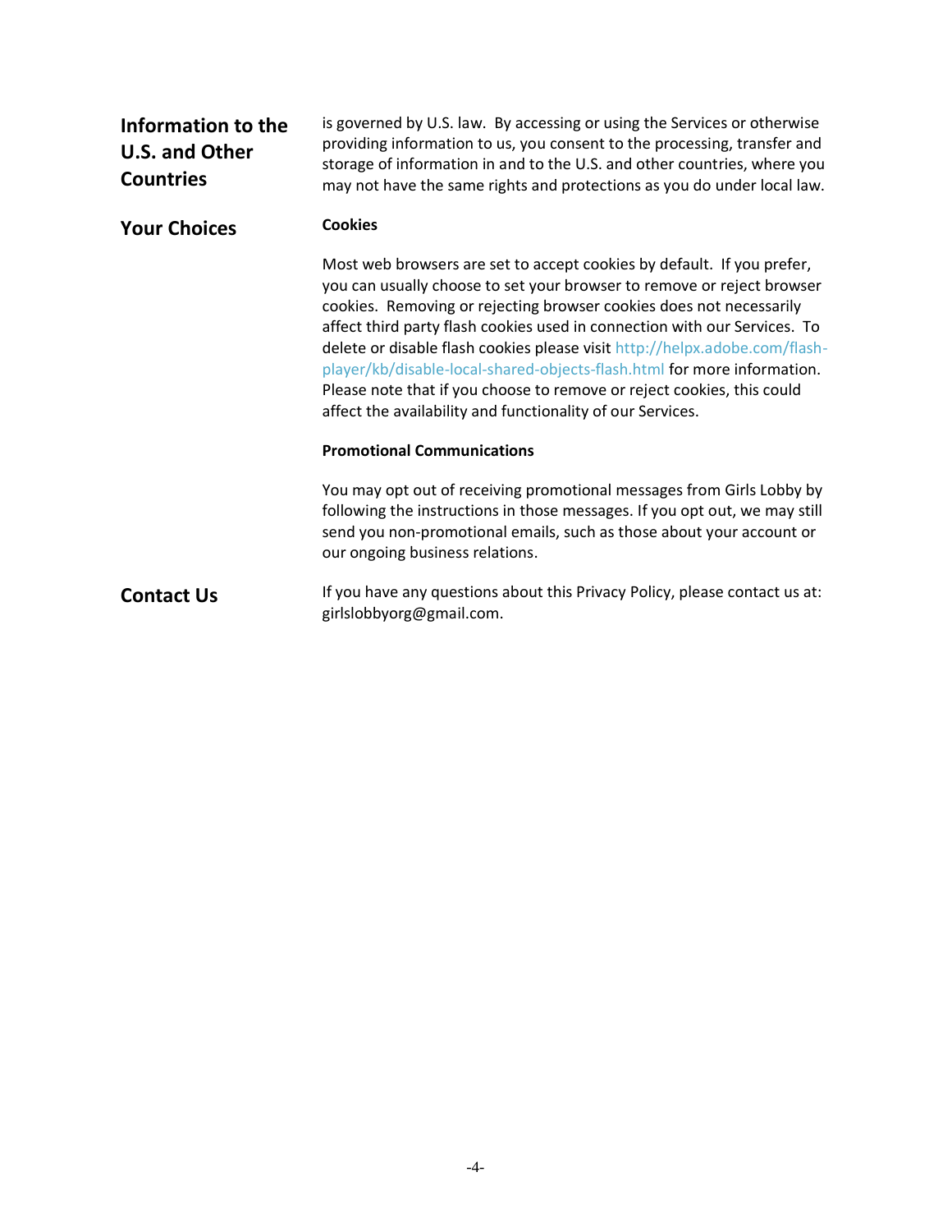## Information to the U.S. and Other Countries

is governed by U.S. law. By accessing or using the Services or otherwise providing information to us, you consent to the processing, transfer and storage of information in and to the U.S. and other countries, where you may not have the same rights and protections as you do under local law.

## Your Choices

**Cookies**

Most web browsers are set to accept cookies by default. If you prefer, you can usually choose to set your browser to remove or reject browser cookies. Removing or rejecting browser cookies does not necessarily affect third party flash cookies used in connection with our Services. To delete or disable flash cookies please visit http://helpx.adobe.com/flash-player/kb/disable-local-shared-objects-flash.html for more information. Please note that if you choose to remove or reject cookies, this could affect the availability and functionality of our Services.

**Promotional Communications**

You may opt out of receiving promotional messages from Girls Lobby by following the instructions in those messages. If you opt out, we may still send you non-promotional emails, such as those about your account or our ongoing business relations.

## Contact Us

If you have any questions about this Privacy Policy, please contact us at: girlslobbyorg@gmail.com.